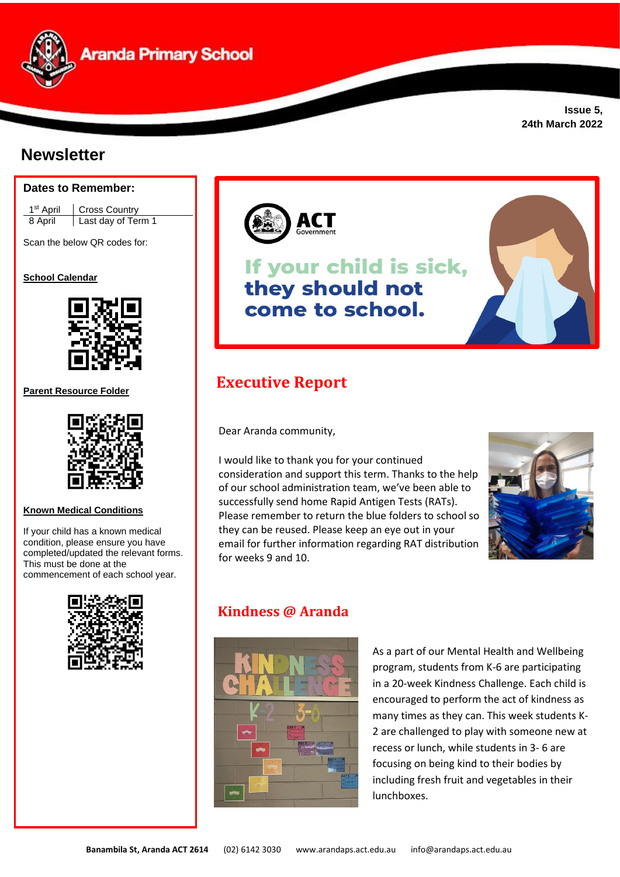# Aranda Primary School

Issue 5,
24th March 2022

## Newsletter

### Dates to Remember:

| | |
|---|---|
| 1st April | Cross Country |
| 8 April | Last day of Term 1 |

Scan the below QR codes for:

**School Calendar**

**Parent Resource Folder**

**Known Medical Conditions**

If your child has a known medical condition, please ensure you have completed/updated the relevant forms. This must be done at the commencement of each school year.

ACT Government

**If your child is sick, they should not come to school.**

## Executive Report

Dear Aranda community,

I would like to thank you for your continued consideration and support this term. Thanks to the help of our school administration team, we've been able to successfully send home Rapid Antigen Tests (RATs). Please remember to return the blue folders to school so they can be reused. Please keep an eye out in your email for further information regarding RAT distribution for weeks 9 and 10.

## Kindness @ Aranda

As a part of our Mental Health and Wellbeing program, students from K-6 are participating in a 20-week Kindness Challenge. Each child is encouraged to perform the act of kindness as many times as they can. This week students K-2 are challenged to play with someone new at recess or lunch, while students in 3- 6 are focusing on being kind to their bodies by including fresh fruit and vegetables in their lunchboxes.

**Banambila St, Aranda ACT 2614** (02) 6142 3030 www.arandaps.act.edu.au info@arandaps.act.edu.au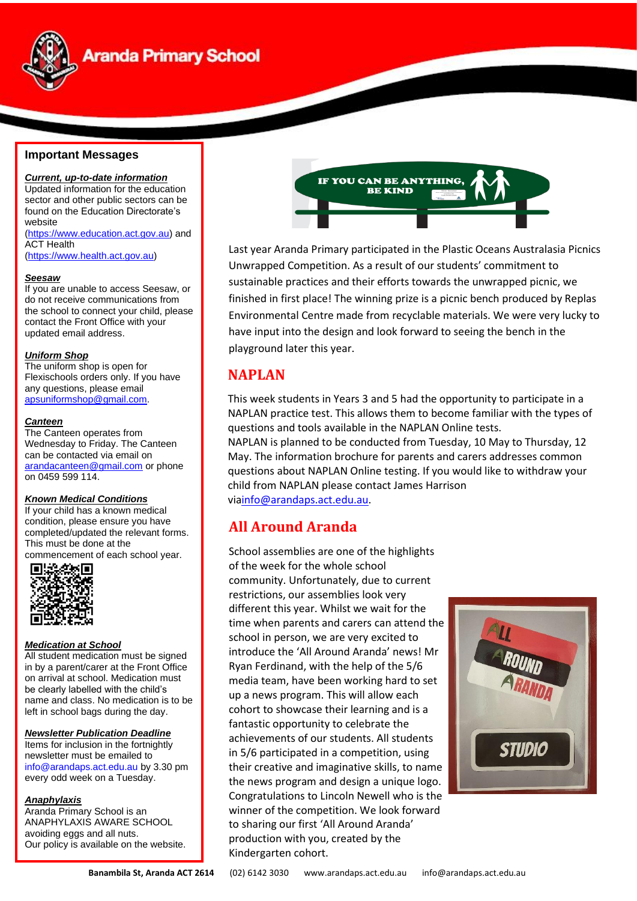## Important Messages

***Current, up-to-date information***
Updated information for the education sector and other public sectors can be found on the Education Directorate's website (https://www.education.act.gov.au) and ACT Health (https://www.health.act.gov.au)

***Seesaw***
If you are unable to access Seesaw, or do not receive communications from the school to connect your child, please contact the Front Office with your updated email address.

***Uniform Shop***
The uniform shop is open for Flexischools orders only. If you have any questions, please email apsuniformshop@gmail.com.

***Canteen***
The Canteen operates from Wednesday to Friday. The Canteen can be contacted via email on arandacanteen@gmail.com or phone on 0459 599 114.

***Known Medical Conditions***
If your child has a known medical condition, please ensure you have completed/updated the relevant forms. This must be done at the commencement of each school year.

***Medication at School***
All student medication must be signed in by a parent/carer at the Front Office on arrival at school. Medication must be clearly labelled with the child's name and class. No medication is to be left in school bags during the day.

***Newsletter Publication Deadline***
Items for inclusion in the fortnightly newsletter must be emailed to info@arandaps.act.edu.au by 3.30 pm every odd week on a Tuesday.

***Anaphylaxis***
Aranda Primary School is an ANAPHYLAXIS AWARE SCHOOL avoiding eggs and all nuts.
Our policy is available on the website.

Last year Aranda Primary participated in the Plastic Oceans Australasia Picnics Unwrapped Competition. As a result of our students' commitment to sustainable practices and their efforts towards the unwrapped picnic, we finished in first place! The winning prize is a picnic bench produced by Replas Environmental Centre made from recyclable materials. We were very lucky to have input into the design and look forward to seeing the bench in the playground later this year.

## NAPLAN

This week students in Years 3 and 5 had the opportunity to participate in a NAPLAN practice test. This allows them to become familiar with the types of questions and tools available in the NAPLAN Online tests.
NAPLAN is planned to be conducted from Tuesday, 10 May to Thursday, 12 May. The information brochure for parents and carers addresses common questions about NAPLAN Online testing. If you would like to withdraw your child from NAPLAN please contact James Harrison viainfo@arandaps.act.edu.au.

## All Around Aranda

School assemblies are one of the highlights of the week for the whole school community. Unfortunately, due to current restrictions, our assemblies look very different this year. Whilst we wait for the time when parents and carers can attend the school in person, we are very excited to introduce the 'All Around Aranda' news! Mr Ryan Ferdinand, with the help of the 5/6 media team, have been working hard to set up a news program. This will allow each cohort to showcase their learning and is a fantastic opportunity to celebrate the achievements of our students. All students in 5/6 participated in a competition, using their creative and imaginative skills, to name the news program and design a unique logo. Congratulations to Lincoln Newell who is the winner of the competition. We look forward to sharing our first 'All Around Aranda' production with you, created by the Kindergarten cohort.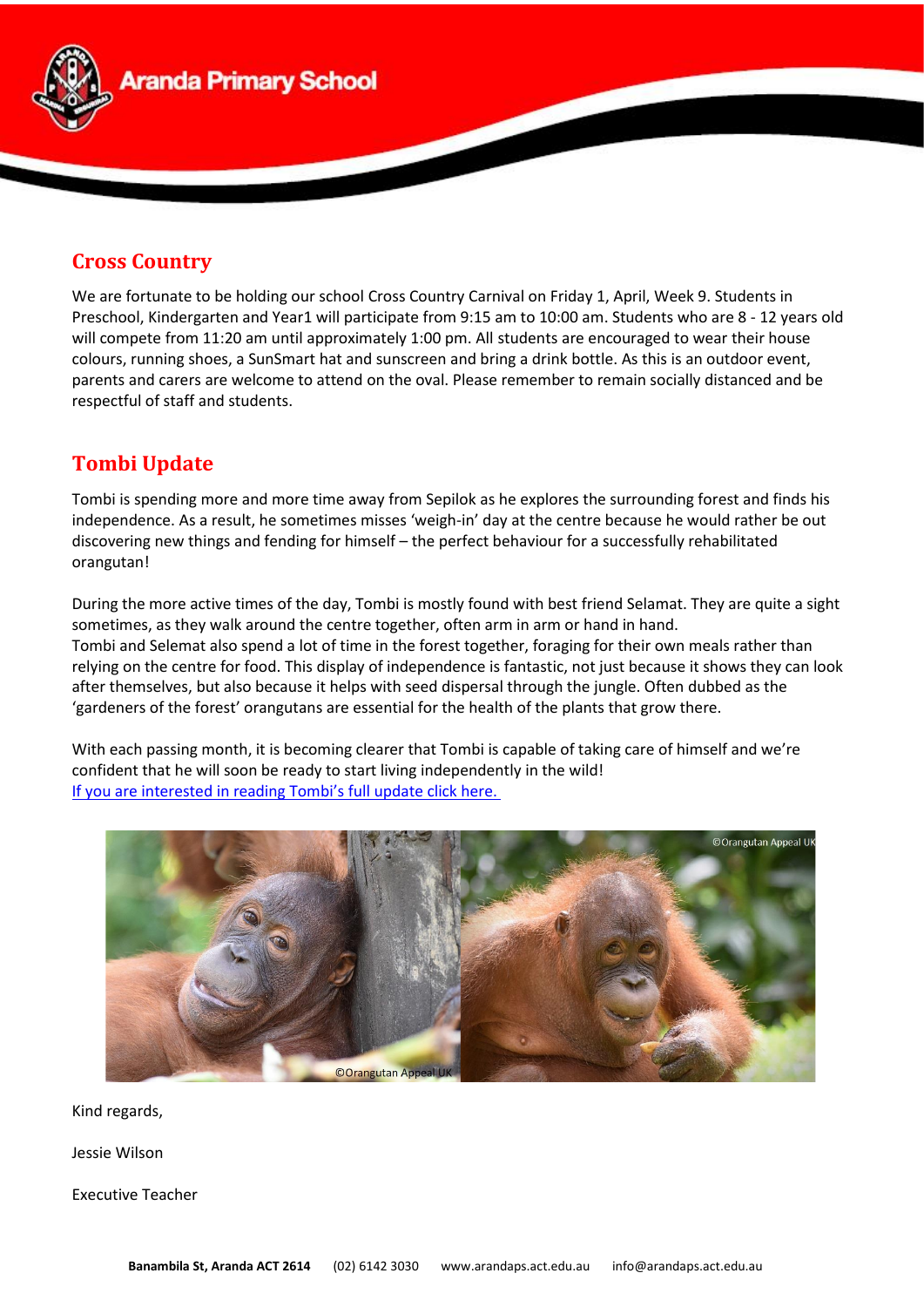## Cross Country

We are fortunate to be holding our school Cross Country Carnival on Friday 1, April, Week 9. Students in Preschool, Kindergarten and Year1 will participate from 9:15 am to 10:00 am. Students who are 8 - 12 years old will compete from 11:20 am until approximately 1:00 pm. All students are encouraged to wear their house colours, running shoes, a SunSmart hat and sunscreen and bring a drink bottle. As this is an outdoor event, parents and carers are welcome to attend on the oval. Please remember to remain socially distanced and be respectful of staff and students.

## Tombi Update

Tombi is spending more and more time away from Sepilok as he explores the surrounding forest and finds his independence. As a result, he sometimes misses 'weigh-in' day at the centre because he would rather be out discovering new things and fending for himself – the perfect behaviour for a successfully rehabilitated orangutan!

During the more active times of the day, Tombi is mostly found with best friend Selamat. They are quite a sight sometimes, as they walk around the centre together, often arm in arm or hand in hand.
Tombi and Selemat also spend a lot of time in the forest together, foraging for their own meals rather than relying on the centre for food. This display of independence is fantastic, not just because it shows they can look after themselves, but also because it helps with seed dispersal through the jungle. Often dubbed as the 'gardeners of the forest' orangutans are essential for the health of the plants that grow there.

With each passing month, it is becoming clearer that Tombi is capable of taking care of himself and we're confident that he will soon be ready to start living independently in the wild!
[If you are interested in reading Tombi's full update click here.]

©Orangutan Appeal UK

Kind regards,

Jessie Wilson

Executive Teacher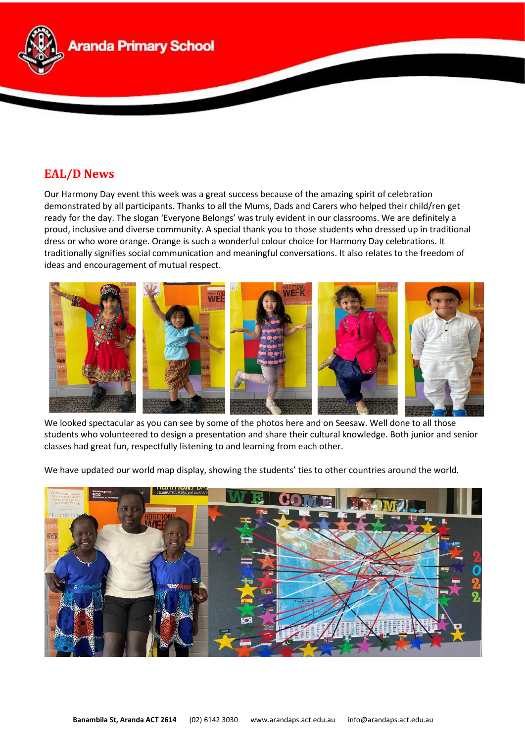## EAL/D News

Our Harmony Day event this week was a great success because of the amazing spirit of celebration demonstrated by all participants. Thanks to all the Mums, Dads and Carers who helped their child/ren get ready for the day. The slogan 'Everyone Belongs' was truly evident in our classrooms. We are definitely a proud, inclusive and diverse community. A special thank you to those students who dressed up in traditional dress or who wore orange. Orange is such a wonderful colour choice for Harmony Day celebrations. It traditionally signifies social communication and meaningful conversations. It also relates to the freedom of ideas and encouragement of mutual respect.

We looked spectacular as you can see by some of the photos here and on Seesaw. Well done to all those students who volunteered to design a presentation and share their cultural knowledge. Both junior and senior classes had great fun, respectfully listening to and learning from each other.

We have updated our world map display, showing the students' ties to other countries around the world.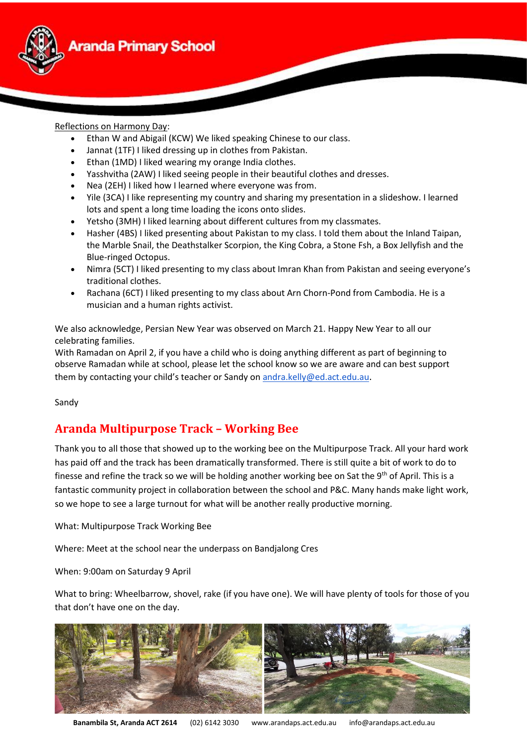Reflections on Harmony Day:

- Ethan W and Abigail (KCW) We liked speaking Chinese to our class.
- Jannat (1TF) I liked dressing up in clothes from Pakistan.
- Ethan (1MD) I liked wearing my orange India clothes.
- Yasshvitha (2AW) I liked seeing people in their beautiful clothes and dresses.
- Nea (2EH) I liked how I learned where everyone was from.
- Yile (3CA) I like representing my country and sharing my presentation in a slideshow. I learned lots and spent a long time loading the icons onto slides.
- Yetsho (3MH) I liked learning about different cultures from my classmates.
- Hasher (4BS) I liked presenting about Pakistan to my class. I told them about the Inland Taipan, the Marble Snail, the Deathstalker Scorpion, the King Cobra, a Stone Fsh, a Box Jellyfish and the Blue-ringed Octopus.
- Nimra (5CT) I liked presenting to my class about Imran Khan from Pakistan and seeing everyone's traditional clothes.
- Rachana (6CT) I liked presenting to my class about Arn Chorn-Pond from Cambodia. He is a musician and a human rights activist.

We also acknowledge, Persian New Year was observed on March 21. Happy New Year to all our celebrating families.
With Ramadan on April 2, if you have a child who is doing anything different as part of beginning to observe Ramadan while at school, please let the school know so we are aware and can best support them by contacting your child's teacher or Sandy on andra.kelly@ed.act.edu.au.

Sandy

## Aranda Multipurpose Track – Working Bee

Thank you to all those that showed up to the working bee on the Multipurpose Track. All your hard work has paid off and the track has been dramatically transformed. There is still quite a bit of work to do to finesse and refine the track so we will be holding another working bee on Sat the 9th of April. This is a fantastic community project in collaboration between the school and P&C. Many hands make light work, so we hope to see a large turnout for what will be another really productive morning.

What: Multipurpose Track Working Bee

Where: Meet at the school near the underpass on Bandjalong Cres

When: 9:00am on Saturday 9 April

What to bring: Wheelbarrow, shovel, rake (if you have one). We will have plenty of tools for those of you that don't have one on the day.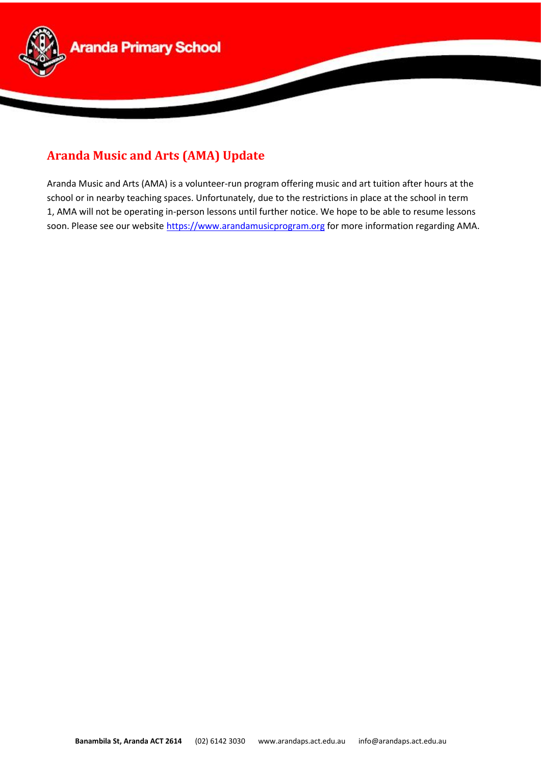## Aranda Music and Arts (AMA) Update

Aranda Music and Arts (AMA) is a volunteer-run program offering music and art tuition after hours at the school or in nearby teaching spaces. Unfortunately, due to the restrictions in place at the school in term 1, AMA will not be operating in-person lessons until further notice. We hope to be able to resume lessons soon. Please see our website https://www.arandamusicprogram.org for more information regarding AMA.